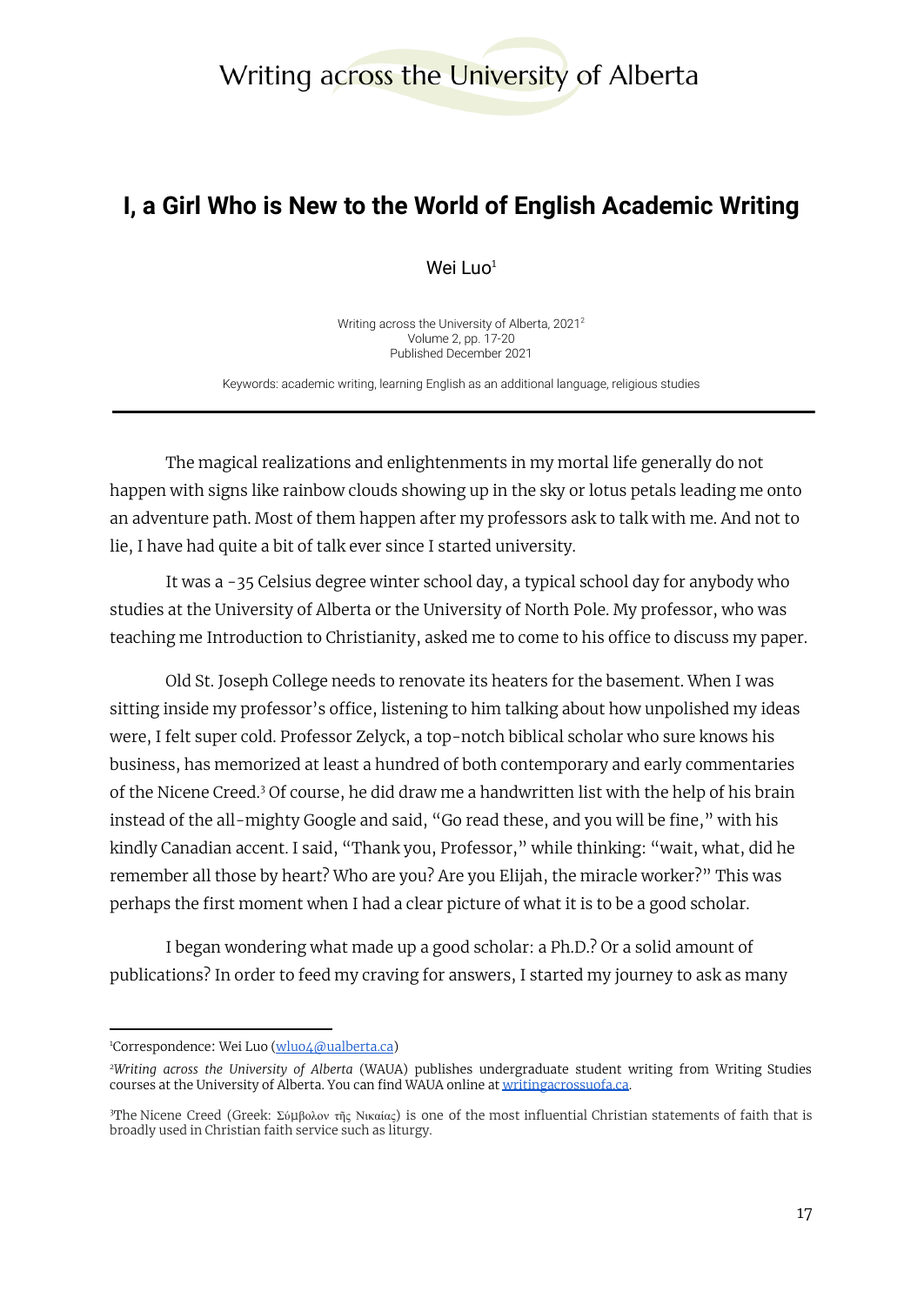# I, a Girl Who is New to the World of English Academic Writing

Wei Luo[1]

Writing across the University of Alberta, 2021[2]
Volume 2, pp. 17-20
Published December 2021

Keywords: academic writing, learning English as an additional language, religious studies

---

The magical realizations and enlightenments in my mortal life generally do not happen with signs like rainbow clouds showing up in the sky or lotus petals leading me onto an adventure path. Most of them happen after my professors ask to talk with me. And not to lie, I have had quite a bit of talk ever since I started university.

It was a -35 Celsius degree winter school day, a typical school day for anybody who studies at the University of Alberta or the University of North Pole. My professor, who was teaching me Introduction to Christianity, asked me to come to his office to discuss my paper.

Old St. Joseph College needs to renovate its heaters for the basement. When I was sitting inside my professor's office, listening to him talking about how unpolished my ideas were, I felt super cold. Professor Zelyck, a top-notch biblical scholar who sure knows his business, has memorized at least a hundred of both contemporary and early commentaries of the Nicene Creed.[3] Of course, he did draw me a handwritten list with the help of his brain instead of the all-mighty Google and said, "Go read these, and you will be fine," with his kindly Canadian accent. I said, "Thank you, Professor," while thinking: "wait, what, did he remember all those by heart? Who are you? Are you Elijah, the miracle worker?" This was perhaps the first moment when I had a clear picture of what it is to be a good scholar.

I began wondering what made up a good scholar: a Ph.D.? Or a solid amount of publications? In order to feed my craving for answers, I started my journey to ask as many

---

[1]Correspondence: Wei Luo (wluo4@ualberta.ca)

[2]*Writing across the University of Alberta* (WAUA) publishes undergraduate student writing from Writing Studies courses at the University of Alberta. You can find WAUA online at writingacrossuofa.ca.

[3]The Nicene Creed (Greek: Σύμβολον τῆς Νικαίας) is one of the most influential Christian statements of faith that is broadly used in Christian faith service such as liturgy.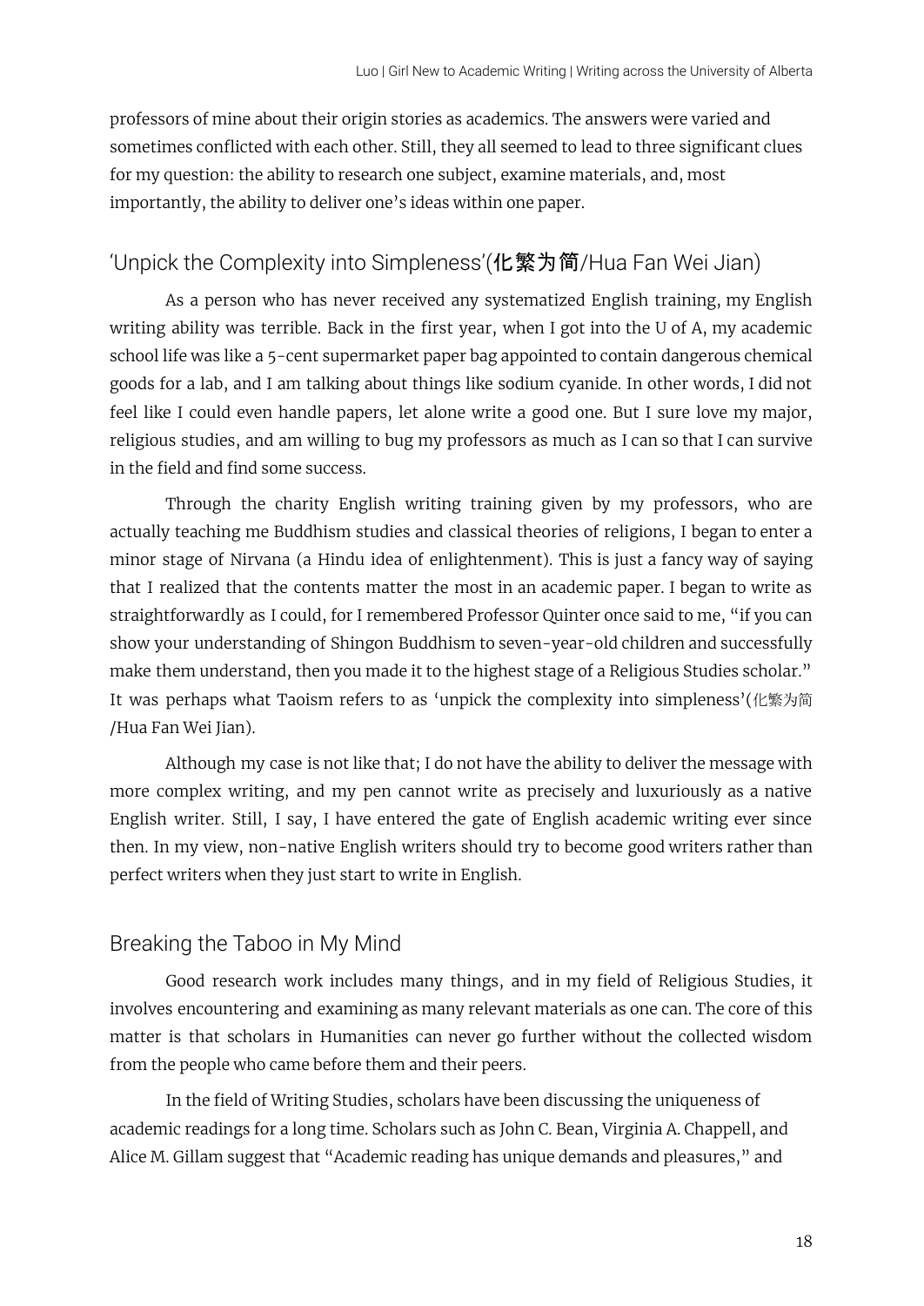professors of mine about their origin stories as academics. The answers were varied and sometimes conflicted with each other. Still, they all seemed to lead to three significant clues for my question: the ability to research one subject, examine materials, and, most importantly, the ability to deliver one's ideas within one paper.

## 'Unpick the Complexity into Simpleness'(**化繁为简**/Hua Fan Wei Jian)

As a person who has never received any systematized English training, my English writing ability was terrible. Back in the first year, when I got into the U of A, my academic school life was like a 5-cent supermarket paper bag appointed to contain dangerous chemical goods for a lab, and I am talking about things like sodium cyanide. In other words, I did not feel like I could even handle papers, let alone write a good one. But I sure love my major, religious studies, and am willing to bug my professors as much as I can so that I can survive in the field and find some success.

Through the charity English writing training given by my professors, who are actually teaching me Buddhism studies and classical theories of religions, I began to enter a minor stage of Nirvana (a Hindu idea of enlightenment). This is just a fancy way of saying that I realized that the contents matter the most in an academic paper. I began to write as straightforwardly as I could, for I remembered Professor Quinter once said to me, "if you can show your understanding of Shingon Buddhism to seven-year-old children and successfully make them understand, then you made it to the highest stage of a Religious Studies scholar." It was perhaps what Taoism refers to as 'unpick the complexity into simpleness'(化繁为简/Hua Fan Wei Jian).

Although my case is not like that; I do not have the ability to deliver the message with more complex writing, and my pen cannot write as precisely and luxuriously as a native English writer. Still, I say, I have entered the gate of English academic writing ever since then. In my view, non-native English writers should try to become good writers rather than perfect writers when they just start to write in English.

## Breaking the Taboo in My Mind

Good research work includes many things, and in my field of Religious Studies, it involves encountering and examining as many relevant materials as one can. The core of this matter is that scholars in Humanities can never go further without the collected wisdom from the people who came before them and their peers.

In the field of Writing Studies, scholars have been discussing the uniqueness of academic readings for a long time. Scholars such as John C. Bean, Virginia A. Chappell, and Alice M. Gillam suggest that "Academic reading has unique demands and pleasures," and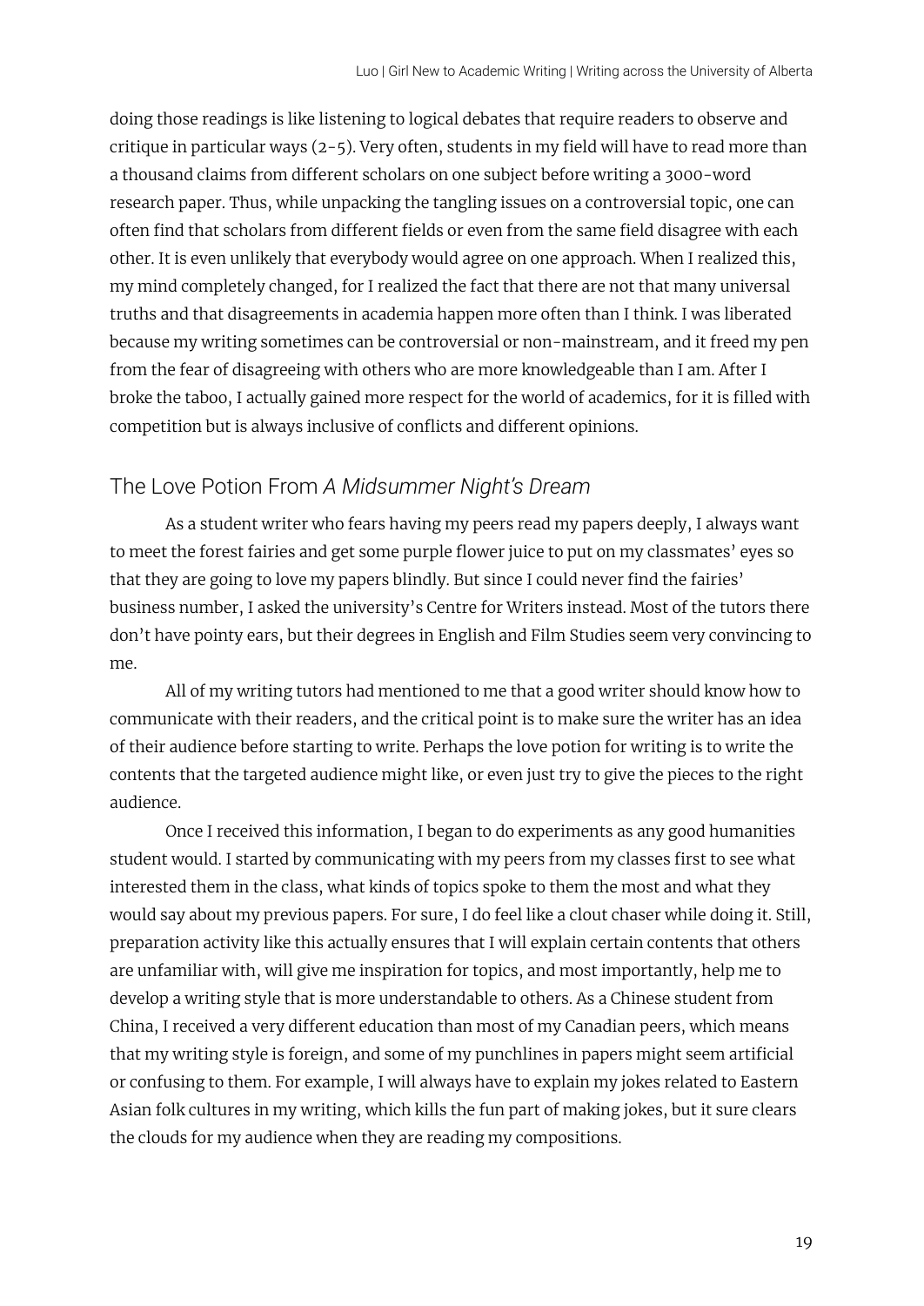doing those readings is like listening to logical debates that require readers to observe and critique in particular ways (2-5). Very often, students in my field will have to read more than a thousand claims from different scholars on one subject before writing a 3000-word research paper. Thus, while unpacking the tangling issues on a controversial topic, one can often find that scholars from different fields or even from the same field disagree with each other. It is even unlikely that everybody would agree on one approach. When I realized this, my mind completely changed, for I realized the fact that there are not that many universal truths and that disagreements in academia happen more often than I think. I was liberated because my writing sometimes can be controversial or non-mainstream, and it freed my pen from the fear of disagreeing with others who are more knowledgeable than I am. After I broke the taboo, I actually gained more respect for the world of academics, for it is filled with competition but is always inclusive of conflicts and different opinions.

## The Love Potion From *A Midsummer Night's Dream*

As a student writer who fears having my peers read my papers deeply, I always want to meet the forest fairies and get some purple flower juice to put on my classmates' eyes so that they are going to love my papers blindly. But since I could never find the fairies' business number, I asked the university's Centre for Writers instead. Most of the tutors there don't have pointy ears, but their degrees in English and Film Studies seem very convincing to me.

All of my writing tutors had mentioned to me that a good writer should know how to communicate with their readers, and the critical point is to make sure the writer has an idea of their audience before starting to write. Perhaps the love potion for writing is to write the contents that the targeted audience might like, or even just try to give the pieces to the right audience.

Once I received this information, I began to do experiments as any good humanities student would. I started by communicating with my peers from my classes first to see what interested them in the class, what kinds of topics spoke to them the most and what they would say about my previous papers. For sure, I do feel like a clout chaser while doing it. Still, preparation activity like this actually ensures that I will explain certain contents that others are unfamiliar with, will give me inspiration for topics, and most importantly, help me to develop a writing style that is more understandable to others. As a Chinese student from China, I received a very different education than most of my Canadian peers, which means that my writing style is foreign, and some of my punchlines in papers might seem artificial or confusing to them. For example, I will always have to explain my jokes related to Eastern Asian folk cultures in my writing, which kills the fun part of making jokes, but it sure clears the clouds for my audience when they are reading my compositions.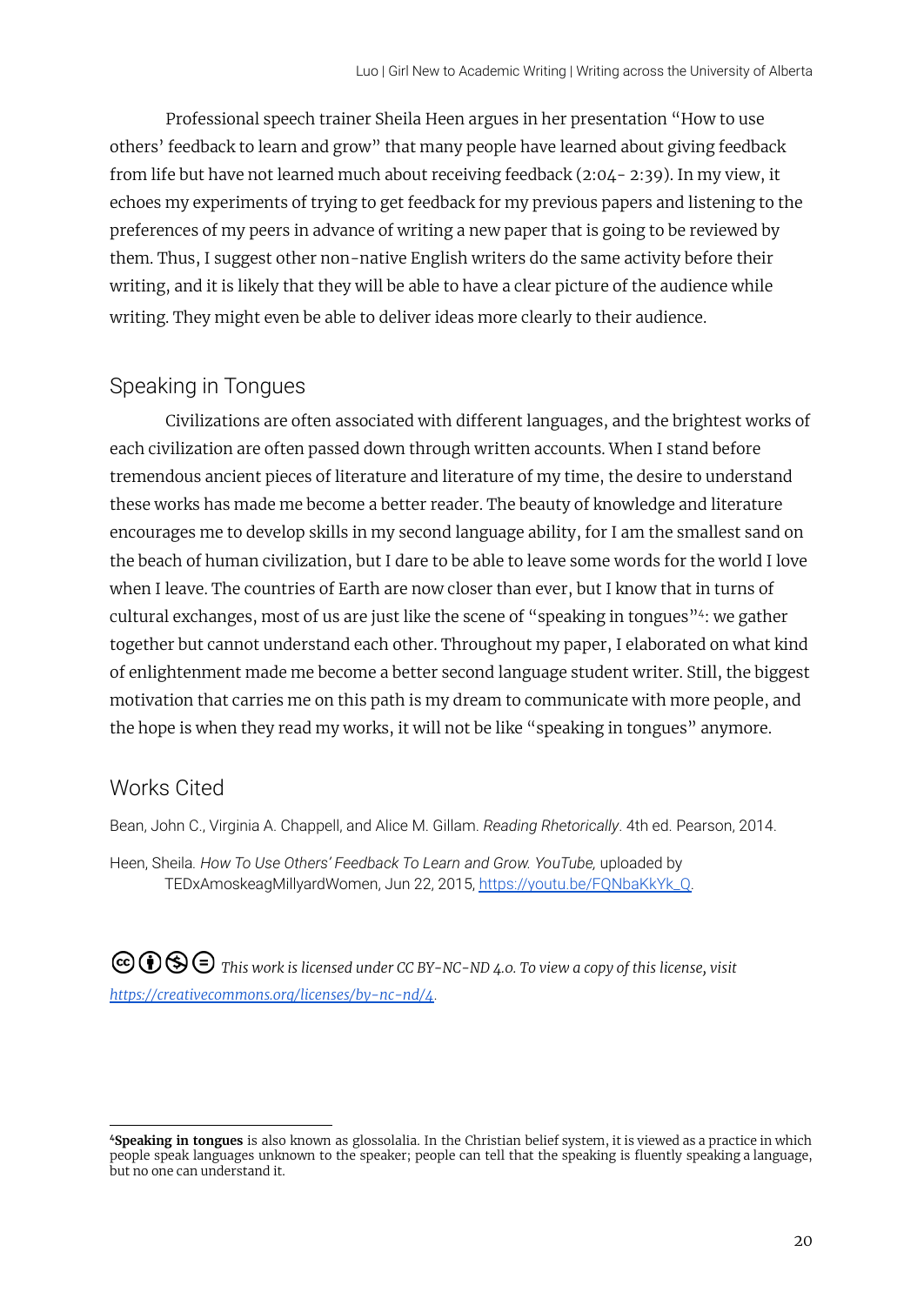Professional speech trainer Sheila Heen argues in her presentation "How to use others' feedback to learn and grow" that many people have learned about giving feedback from life but have not learned much about receiving feedback (2:04- 2:39). In my view, it echoes my experiments of trying to get feedback for my previous papers and listening to the preferences of my peers in advance of writing a new paper that is going to be reviewed by them. Thus, I suggest other non-native English writers do the same activity before their writing, and it is likely that they will be able to have a clear picture of the audience while writing. They might even be able to deliver ideas more clearly to their audience.

## Speaking in Tongues

Civilizations are often associated with different languages, and the brightest works of each civilization are often passed down through written accounts. When I stand before tremendous ancient pieces of literature and literature of my time, the desire to understand these works has made me become a better reader. The beauty of knowledge and literature encourages me to develop skills in my second language ability, for I am the smallest sand on the beach of human civilization, but I dare to be able to leave some words for the world I love when I leave. The countries of Earth are now closer than ever, but I know that in turns of cultural exchanges, most of us are just like the scene of "speaking in tongues"[4]: we gather together but cannot understand each other. Throughout my paper, I elaborated on what kind of enlightenment made me become a better second language student writer. Still, the biggest motivation that carries me on this path is my dream to communicate with more people, and the hope is when they read my works, it will not be like "speaking in tongues" anymore.

## Works Cited

Bean, John C., Virginia A. Chappell, and Alice M. Gillam. *Reading Rhetorically*. 4th ed. Pearson, 2014.

Heen, Sheila. *How To Use Others' Feedback To Learn and Grow. YouTube,* uploaded by TEDxAmoskeagMillyardWomen, Jun 22, 2015, https://youtu.be/FQNbaKkYk_Q.

*This work is licensed under CC BY-NC-ND 4.0. To view a copy of this license, visit https://creativecommons.org/licenses/by-nc-nd/4.*

---

[4]**Speaking in tongues** is also known as glossolalia. In the Christian belief system, it is viewed as a practice in which people speak languages unknown to the speaker; people can tell that the speaking is fluently speaking a language, but no one can understand it.